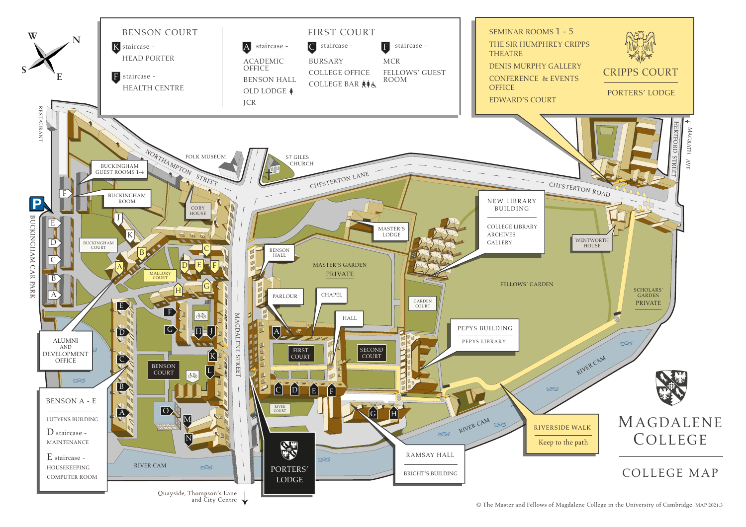# Magdalene College

## College Map

### Benson Court

- **K** staircase - HEAD PORTER
- **F** staircase - HEALTH CENTRE

### First Court

- **A** staircase - ACADEMIC OFFICE, BENSON HALL, OLD LODGE, JCR
- **C** staircase - BURSARY, COLLEGE OFFICE, COLLEGE BAR
- **F** staircase - MCR, FELLOWS' GUEST ROOM

### Cripps Court

PORTERS' LODGE

- SEMINAR ROOMS 1 - 5
- THE SIR HUMPHREY CRIPPS THEATRE
- DENIS MURPHY GALLERY
- CONFERENCE & EVENTS OFFICE
- EDWARD'S COURT

### New Library Building

- COLLEGE LIBRARY
- ARCHIVES
- GALLERY

### Pepys Building

- PEPYS LIBRARY

### Benson A - E

- LUTYENS BUILDING
- D staircase - MAINTENANCE
- E staircase - HOUSEKEEPING, COMPUTER ROOM

### Ramsay Hall

- BRIGHT'S BUILDING

### Riverside Walk

Keep to the path

### Alumni and Development Office

### Porters' Lodge

### Other locations

- BUCKINGHAM GUEST ROOMS 1-4
- BUCKINGHAM ROOM
- BUCKINGHAM COURT
- BUCKINGHAM CAR PARK
- MALLORY COURT
- CORY HOUSE
- BENSON HALL
- MASTER'S LODGE
- MASTER'S GARDEN PRIVATE
- PARLOUR
- CHAPEL
- HALL
- FIRST COURT
- SECOND COURT
- GARDEN COURT
- RIVER COURT
- FELLOWS' GARDEN
- SCHOLARS' GARDEN PRIVATE
- WENTWORTH HOUSE
- FOLK MUSEUM
- ST GILES CHURCH
- RESTAURANT
- NORTHAMPTON STREET
- CHESTERTON LANE
- CHESTERTON ROAD
- MAGDALENE STREET
- HERTFORD STREET
- MAGRATH AVE
- RIVER CAM
- Quayside, Thompson's Lane and City Centre

© The Master and Fellows of Magdalene College in the University of Cambridge. MAP 2021.3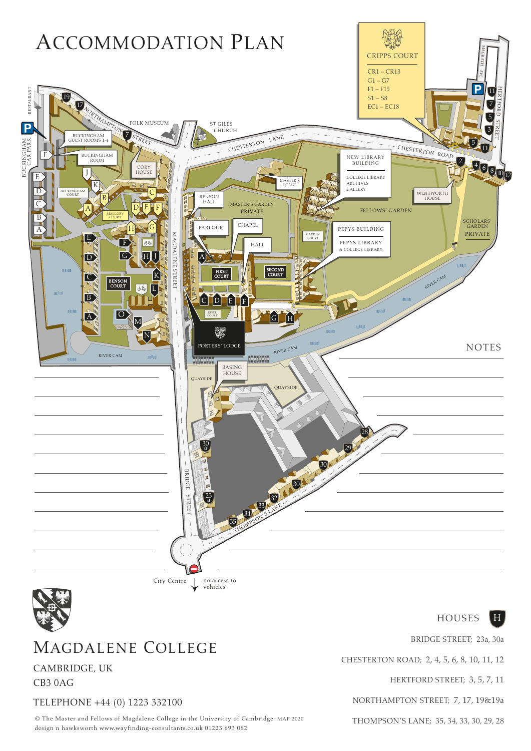# Accommodation Plan

## Cripps Court

CR1 – CR13
G1 – G7
F1 – F15
S1 – S8
EC1 – EC18

NORTHAMPTON STREET

FOLK MUSEUM

ST GILES CHURCH

CHESTERTON LANE

CHESTERTON ROAD

MAGRATH AVE

HERTFORD STREET

RESTAURANT

BUCKINGHAM CAR PARK

BUCKINGHAM GUEST ROOMS 1-4

BUCKINGHAM ROOM

BUCKINGHAM COURT

CORY HOUSE

MALLORY COURT

BENSON COURT

MAGDALENE STREET

MASTER'S LODGE

BENSON HALL

MASTER'S GARDEN PRIVATE

NEW LIBRARY BUILDING

COLLEGE LIBRARY ARCHIVES GALLERY

WENTWORTH HOUSE

FELLOWS' GARDEN

SCHOLARS' GARDEN PRIVATE

PARLOUR

CHAPEL

HALL

GARDEN COURT

PEPYS BUILDING

PEPYS LIBRARY & COLLEGE LIBRARY

FIRST COURT

SECOND COURT

RIVER COURT

RIVER CAM

PORTERS' LODGE

BASING HOUSE

QUAYSIDE

BRIDGE STREET

THOMPSON'S LANE

City Centre

no access to vehicles

NOTES

# Magdalene College

CAMBRIDGE, UK
CB3 0AG

TELEPHONE +44 (0) 1223 332100

© The Master and Fellows of Magdalene College in the University of Cambridge. MAP 2020
design n hawksworth www.wayfinding-consultants.co.uk 01223 693 082

## Houses H

BRIDGE STREET; 23a, 30a

CHESTERTON ROAD; 2, 4, 5, 6, 8, 10, 11, 12

HERTFORD STREET; 3, 5, 7, 11

NORTHAMPTON STREET; 7, 17, 19&19a

THOMPSON'S LANE; 35, 34, 33, 30, 29, 28